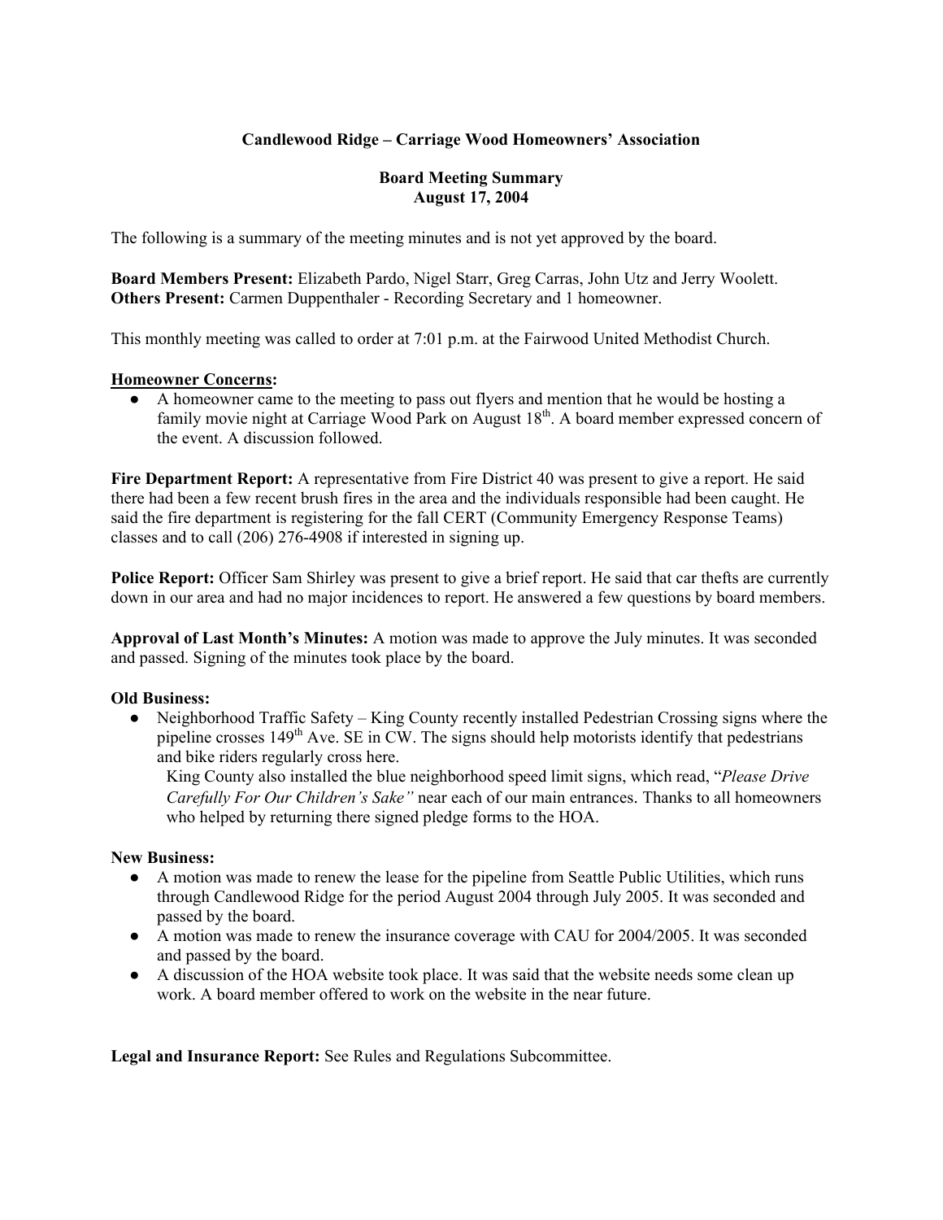**Candlewood Ridge – Carriage Wood Homeowners' Association**

**Board Meeting Summary**
**August 17, 2004**

The following is a summary of the meeting minutes and is not yet approved by the board.

**Board Members Present:** Elizabeth Pardo, Nigel Starr, Greg Carras, John Utz and Jerry Woolett.
**Others Present:** Carmen Duppenthaler - Recording Secretary and 1 homeowner.

This monthly meeting was called to order at 7:01 p.m. at the Fairwood United Methodist Church.

**Homeowner Concerns:**

- A homeowner came to the meeting to pass out flyers and mention that he would be hosting a family movie night at Carriage Wood Park on August 18th. A board member expressed concern of the event. A discussion followed.

**Fire Department Report:** A representative from Fire District 40 was present to give a report. He said there had been a few recent brush fires in the area and the individuals responsible had been caught. He said the fire department is registering for the fall CERT (Community Emergency Response Teams) classes and to call (206) 276-4908 if interested in signing up.

**Police Report:** Officer Sam Shirley was present to give a brief report. He said that car thefts are currently down in our area and had no major incidences to report. He answered a few questions by board members.

**Approval of Last Month's Minutes:** A motion was made to approve the July minutes. It was seconded and passed. Signing of the minutes took place by the board.

**Old Business:**

- Neighborhood Traffic Safety – King County recently installed Pedestrian Crossing signs where the pipeline crosses 149th Ave. SE in CW. The signs should help motorists identify that pedestrians and bike riders regularly cross here.
  King County also installed the blue neighborhood speed limit signs, which read, "*Please Drive Carefully For Our Children's Sake"* near each of our main entrances. Thanks to all homeowners who helped by returning there signed pledge forms to the HOA.

**New Business:**

- A motion was made to renew the lease for the pipeline from Seattle Public Utilities, which runs through Candlewood Ridge for the period August 2004 through July 2005. It was seconded and passed by the board.
- A motion was made to renew the insurance coverage with CAU for 2004/2005. It was seconded and passed by the board.
- A discussion of the HOA website took place. It was said that the website needs some clean up work. A board member offered to work on the website in the near future.

**Legal and Insurance Report:** See Rules and Regulations Subcommittee.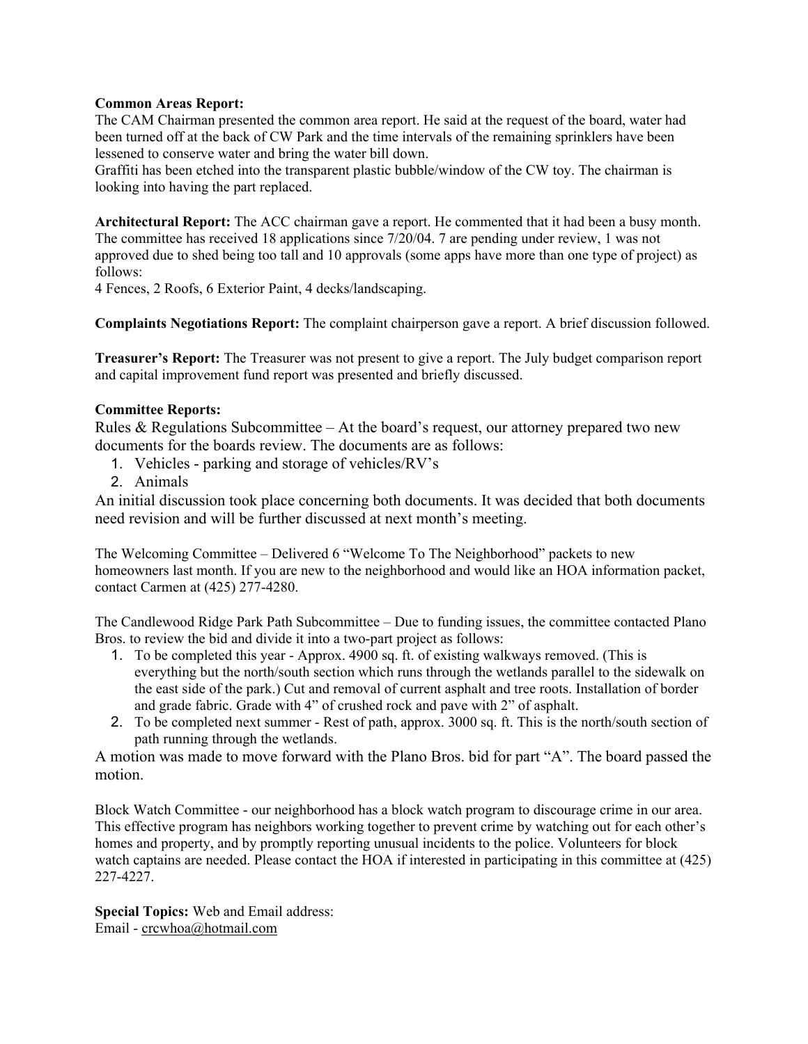**Common Areas Report:**
The CAM Chairman presented the common area report. He said at the request of the board, water had been turned off at the back of CW Park and the time intervals of the remaining sprinklers have been lessened to conserve water and bring the water bill down.
Graffiti has been etched into the transparent plastic bubble/window of the CW toy. The chairman is looking into having the part replaced.

**Architectural Report:** The ACC chairman gave a report. He commented that it had been a busy month. The committee has received 18 applications since 7/20/04. 7 are pending under review, 1 was not approved due to shed being too tall and 10 approvals (some apps have more than one type of project) as follows:
4 Fences, 2 Roofs, 6 Exterior Paint, 4 decks/landscaping.

**Complaints Negotiations Report:** The complaint chairperson gave a report. A brief discussion followed.

**Treasurer's Report:** The Treasurer was not present to give a report. The July budget comparison report and capital improvement fund report was presented and briefly discussed.

**Committee Reports:**
Rules & Regulations Subcommittee – At the board's request, our attorney prepared two new documents for the boards review. The documents are as follows:

1. Vehicles - parking and storage of vehicles/RV's
2. Animals

An initial discussion took place concerning both documents. It was decided that both documents need revision and will be further discussed at next month's meeting.

The Welcoming Committee – Delivered 6 "Welcome To The Neighborhood" packets to new homeowners last month. If you are new to the neighborhood and would like an HOA information packet, contact Carmen at (425) 277-4280.

The Candlewood Ridge Park Path Subcommittee – Due to funding issues, the committee contacted Plano Bros. to review the bid and divide it into a two-part project as follows:

1. To be completed this year - Approx. 4900 sq. ft. of existing walkways removed. (This is everything but the north/south section which runs through the wetlands parallel to the sidewalk on the east side of the park.) Cut and removal of current asphalt and tree roots. Installation of border and grade fabric. Grade with 4" of crushed rock and pave with 2" of asphalt.
2. To be completed next summer - Rest of path, approx. 3000 sq. ft. This is the north/south section of path running through the wetlands.

A motion was made to move forward with the Plano Bros. bid for part "A". The board passed the motion.

Block Watch Committee - our neighborhood has a block watch program to discourage crime in our area. This effective program has neighbors working together to prevent crime by watching out for each other's homes and property, and by promptly reporting unusual incidents to the police. Volunteers for block watch captains are needed. Please contact the HOA if interested in participating in this committee at (425) 227-4227.

**Special Topics:** Web and Email address:
Email - crcwhoa@hotmail.com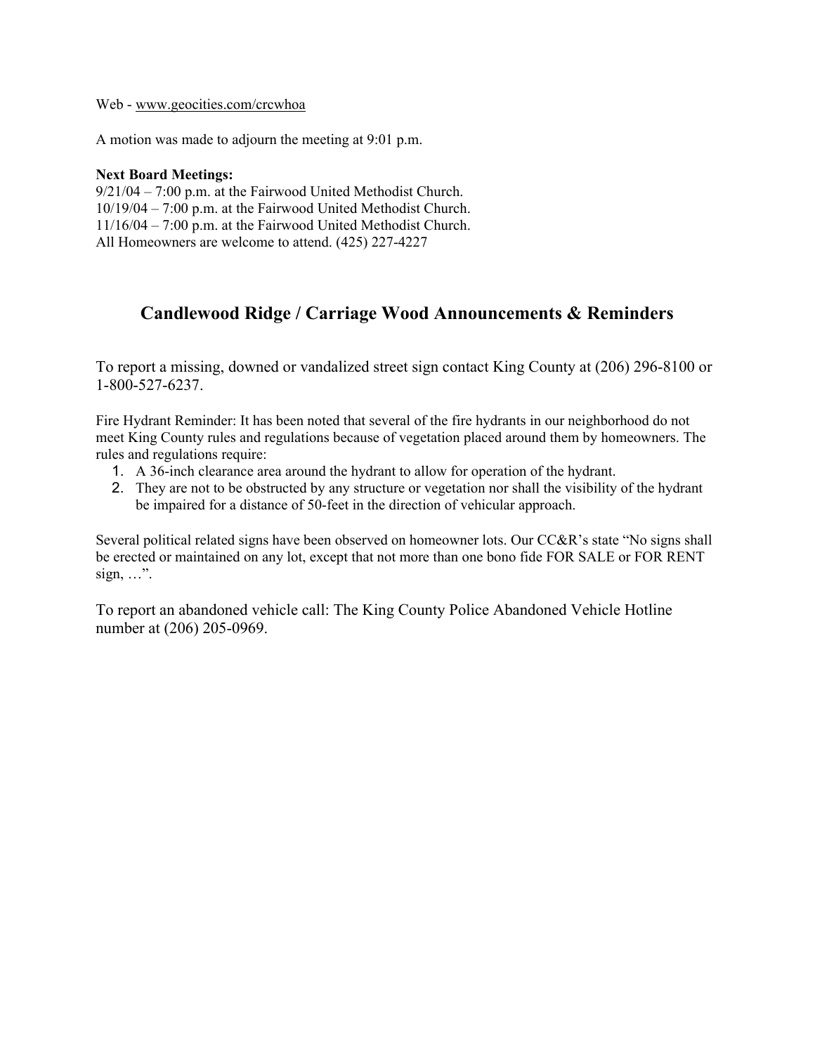Web - www.geocities.com/crcwhoa

A motion was made to adjourn the meeting at 9:01 p.m.

**Next Board Meetings:**
9/21/04 – 7:00 p.m. at the Fairwood United Methodist Church.
10/19/04 – 7:00 p.m. at the Fairwood United Methodist Church.
11/16/04 – 7:00 p.m. at the Fairwood United Methodist Church.
All Homeowners are welcome to attend. (425) 227-4227

## Candlewood Ridge / Carriage Wood Announcements & Reminders

To report a missing, downed or vandalized street sign contact King County at (206) 296-8100 or 1-800-527-6237.

Fire Hydrant Reminder: It has been noted that several of the fire hydrants in our neighborhood do not meet King County rules and regulations because of vegetation placed around them by homeowners. The rules and regulations require:

1. A 36-inch clearance area around the hydrant to allow for operation of the hydrant.
2. They are not to be obstructed by any structure or vegetation nor shall the visibility of the hydrant be impaired for a distance of 50-feet in the direction of vehicular approach.

Several political related signs have been observed on homeowner lots. Our CC&R's state "No signs shall be erected or maintained on any lot, except that not more than one bono fide FOR SALE or FOR RENT sign, …".

To report an abandoned vehicle call: The King County Police Abandoned Vehicle Hotline number at (206) 205-0969.